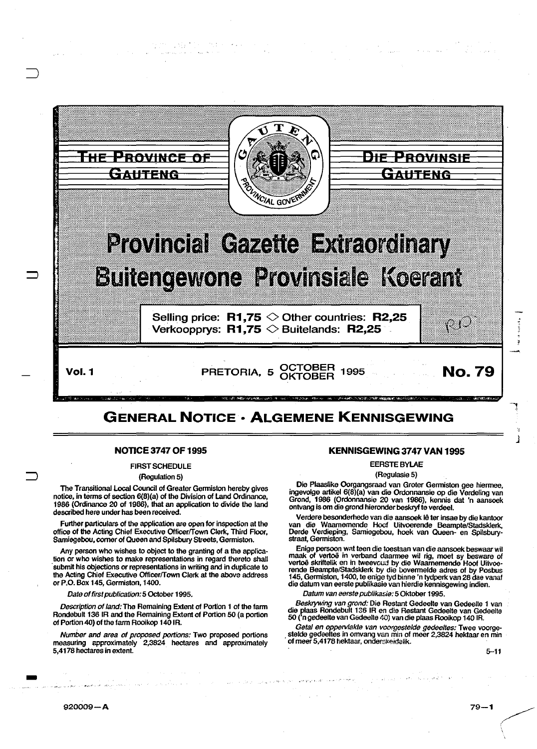THE PROVINCE OF GAUTENG

DIE PROVINSIE GAUTENG

# Provincial Gazette Extraordinary

# Buitengewone Provinsiale Koerant

Selling price: **R1,75** ◇ Other countries: **R2,25**
Verkoopprys: **R1,75** ◇ Buitelands: **R2,25**

**Vol. 1** PRETORIA, 5 OCTOBER OKTOBER 1995 **No. 79**

## GENERAL NOTICE · ALGEMENE KENNISGEWING

### NOTICE 3747 OF 1995

FIRST SCHEDULE

(Regulation 5)

The Transitional Local Council of Greater Germiston hereby gives notice, in terms of section 6(8)(a) of the Division of Land Ordinance, 1986 (Ordinance 20 of 1986), that an application to divide the land described here under has been received.

Further particulars of the application are open for inspection at the office of the Acting Chief Executive Officer/Town Clerk, Third Floor, Samiegebou, corner of Queen and Spilsbury Streets, Germiston.

Any person who wishes to object to the granting of a the application or who wishes to make representations in regard thereto shall submit his objections or representations in writing and in duplicate to the Acting Chief Executive Officer/Town Clerk at the above address or P.O. Box 145, Germiston, 1400.

*Date of first publication:* 5 October 1995.

*Description of land:* The Remaining Extent of Portion 1 of the farm Rondebult 136 IR and the Remaining Extent of Portion 50 (a portion of Portion 40) of the farm Rooikop 140 IR.

*Number and area of proposed portions:* Two proposed portions measuring approximately 2,3824 hectares and approximately 5,4178 hectares in extent.

### KENNISGEWING 3747 VAN 1995

EERSTE BYLAE

(Regulasie 5)

Die Plaaslike Oorgangsraad van Groter Germiston gee hiermee, ingevolge artikel 6(8)(a) van die Ordonnansie op die Verdeling van Grond, 1986 (Ordonnansie 20 van 1986), kennis dat 'n aansoek ontvang is om die grond hieronder beskryf te verdeel.

Verdere besonderhede van die aansoek lê ter insae by die kantoor van die Waarnemende Hoof Uitvoerende Beampte/Stadsklerk, Derde Verdieping, Samiegebou, hoek van Queen- en Spilsburystraat, Germiston.

Enige persoon wat teen die toestaan van die aansoek beswaar wil maak of vertoë in verband daarmee wil rig, moet sy besware of vertoë skriftelik en in tweevoud by die Waarnemende Hoof Uitvoerende Beampte/Stadsklerk by die bovermelde adres of by Posbus 145, Germiston, 1400, te enige tyd binne 'n tydperk van 28 dae vanaf die datum van eerste publikasie van hierdie kennisgewing indien.

*Datum van eerste publikasie:* 5 Oktober 1995.

*Beskrywing van grond:* Die Restant Gedeelte 1 van die plaas Rondebult 136 IR en die Restant Gedeelte van Gedeelte 50 ('n gedeelte van Gedeelte 40) van die plaas Rooikop 140 IR.

*Getal en oppervlakte van voorgestelde gedeeltes:* Twee voorgestelde gedeeltes in omvang van min of meer 2,3824 hektaar en min of meer 5,4178 hektaar, onderskeidelik.

5–11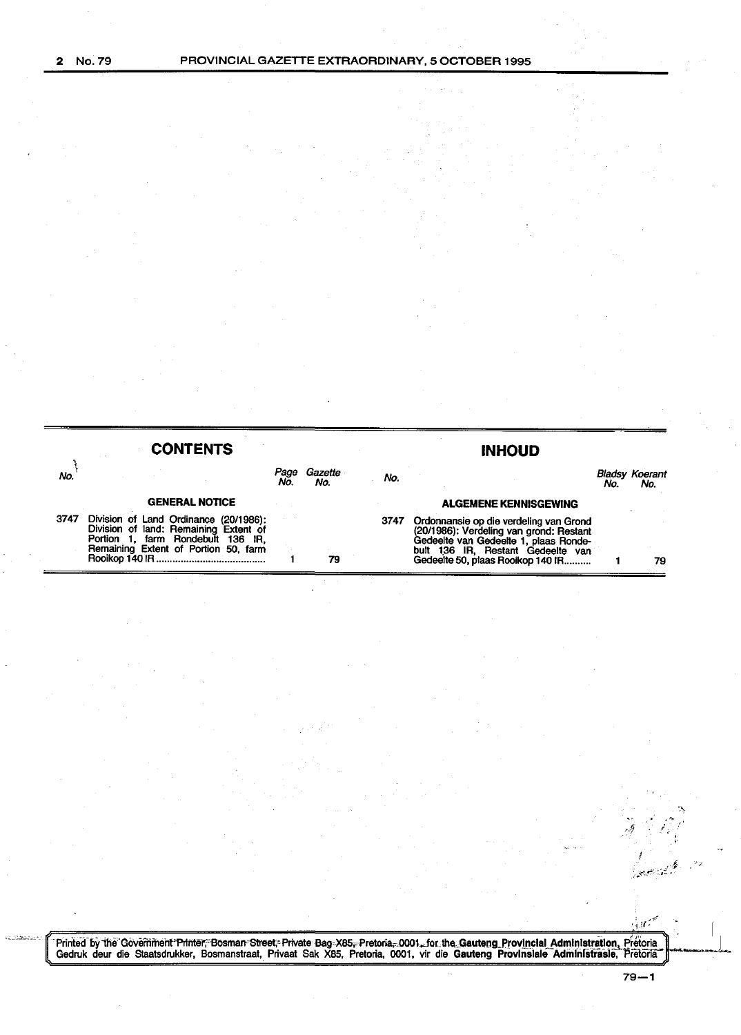## CONTENTS

| No. | | Page No. | Gazette No. |
|---|---|---|---|
| | **GENERAL NOTICE** | | |
| 3747 | Division of Land Ordinance (20/1986): Division of land: Remaining Extent of Portion 1, farm Rondebult 136 IR, Remaining Extent of Portion 50, farm Rooikop 140 IR | 1 | 79 |

## INHOUD

| No. | | Bladsy No. | Koerant No. |
|---|---|---|---|
| | **ALGEMENE KENNISGEWING** | | |
| 3747 | Ordonnansie op die verdeling van Grond (20/1986): Verdeling van grond: Restant Gedeelte van Gedeelte 1, plaas Rondebult 136 IR, Restant Gedeelte van Gedeelte 50, plaas Rooikop 140 IR | 1 | 79 |

Printed by the Government Printer, Bosman Street, Private Bag X85, Pretoria, 0001, for the **Gauteng Provincial Administration**, Pretoria
Gedruk deur die Staatsdrukker, Bosmanstraat, Privaat Sak X85, Pretoria, 0001, vir die **Gauteng Provinsiale Administrasie**, Pretoria

79—1